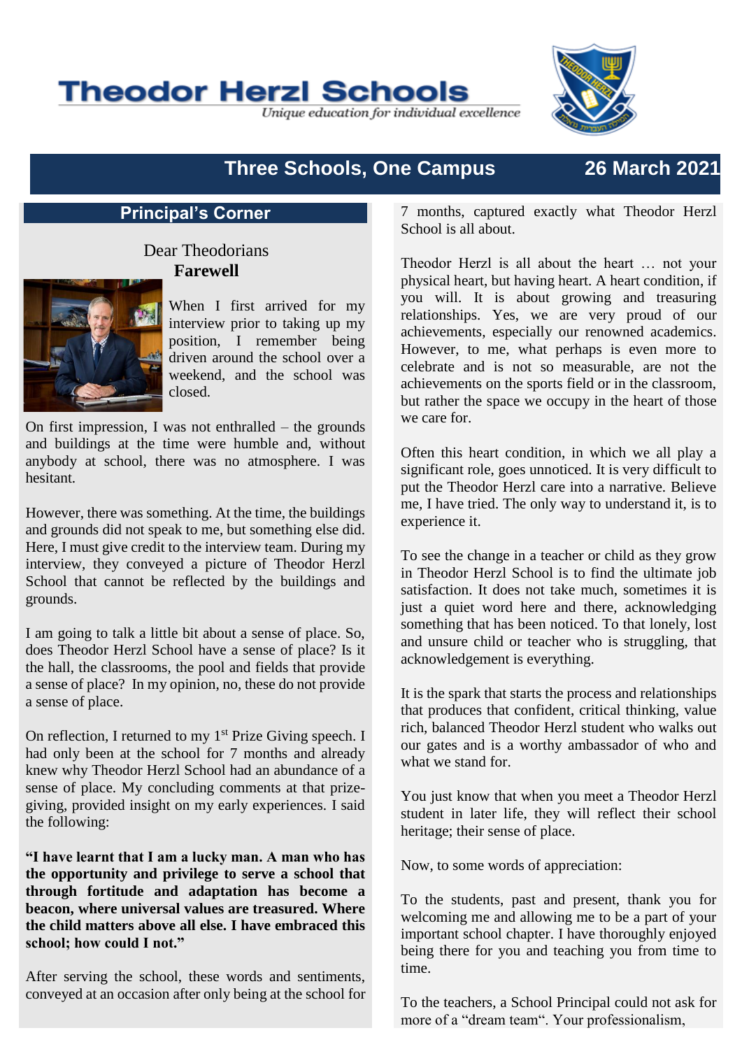# Theodor Herzl Schools

*Unique education for individual excellence*

## Three Schools, One Campus 26 March 2021

### Principal's Corner

Dear Theodorians

**Farewell**

When I first arrived for my interview prior to taking up my position, I remember being driven around the school over a weekend, and the school was closed.

On first impression, I was not enthralled – the grounds and buildings at the time were humble and, without anybody at school, there was no atmosphere. I was hesitant.

However, there was something. At the time, the buildings and grounds did not speak to me, but something else did. Here, I must give credit to the interview team. During my interview, they conveyed a picture of Theodor Herzl School that cannot be reflected by the buildings and grounds.

I am going to talk a little bit about a sense of place. So, does Theodor Herzl School have a sense of place? Is it the hall, the classrooms, the pool and fields that provide a sense of place? In my opinion, no, these do not provide a sense of place.

On reflection, I returned to my 1st Prize Giving speech. I had only been at the school for 7 months and already knew why Theodor Herzl School had an abundance of a sense of place. My concluding comments at that prize-giving, provided insight on my early experiences. I said the following:

**"I have learnt that I am a lucky man. A man who has the opportunity and privilege to serve a school that through fortitude and adaptation has become a beacon, where universal values are treasured. Where the child matters above all else. I have embraced this school; how could I not."**

After serving the school, these words and sentiments, conveyed at an occasion after only being at the school for 7 months, captured exactly what Theodor Herzl School is all about.

Theodor Herzl is all about the heart … not your physical heart, but having heart. A heart condition, if you will. It is about growing and treasuring relationships. Yes, we are very proud of our achievements, especially our renowned academics. However, to me, what perhaps is even more to celebrate and is not so measurable, are not the achievements on the sports field or in the classroom, but rather the space we occupy in the heart of those we care for.

Often this heart condition, in which we all play a significant role, goes unnoticed. It is very difficult to put the Theodor Herzl care into a narrative. Believe me, I have tried. The only way to understand it, is to experience it.

To see the change in a teacher or child as they grow in Theodor Herzl School is to find the ultimate job satisfaction. It does not take much, sometimes it is just a quiet word here and there, acknowledging something that has been noticed. To that lonely, lost and unsure child or teacher who is struggling, that acknowledgement is everything.

It is the spark that starts the process and relationships that produces that confident, critical thinking, value rich, balanced Theodor Herzl student who walks out our gates and is a worthy ambassador of who and what we stand for.

You just know that when you meet a Theodor Herzl student in later life, they will reflect their school heritage; their sense of place.

Now, to some words of appreciation:

To the students, past and present, thank you for welcoming me and allowing me to be a part of your important school chapter. I have thoroughly enjoyed being there for you and teaching you from time to time.

To the teachers, a School Principal could not ask for more of a "dream team". Your professionalism,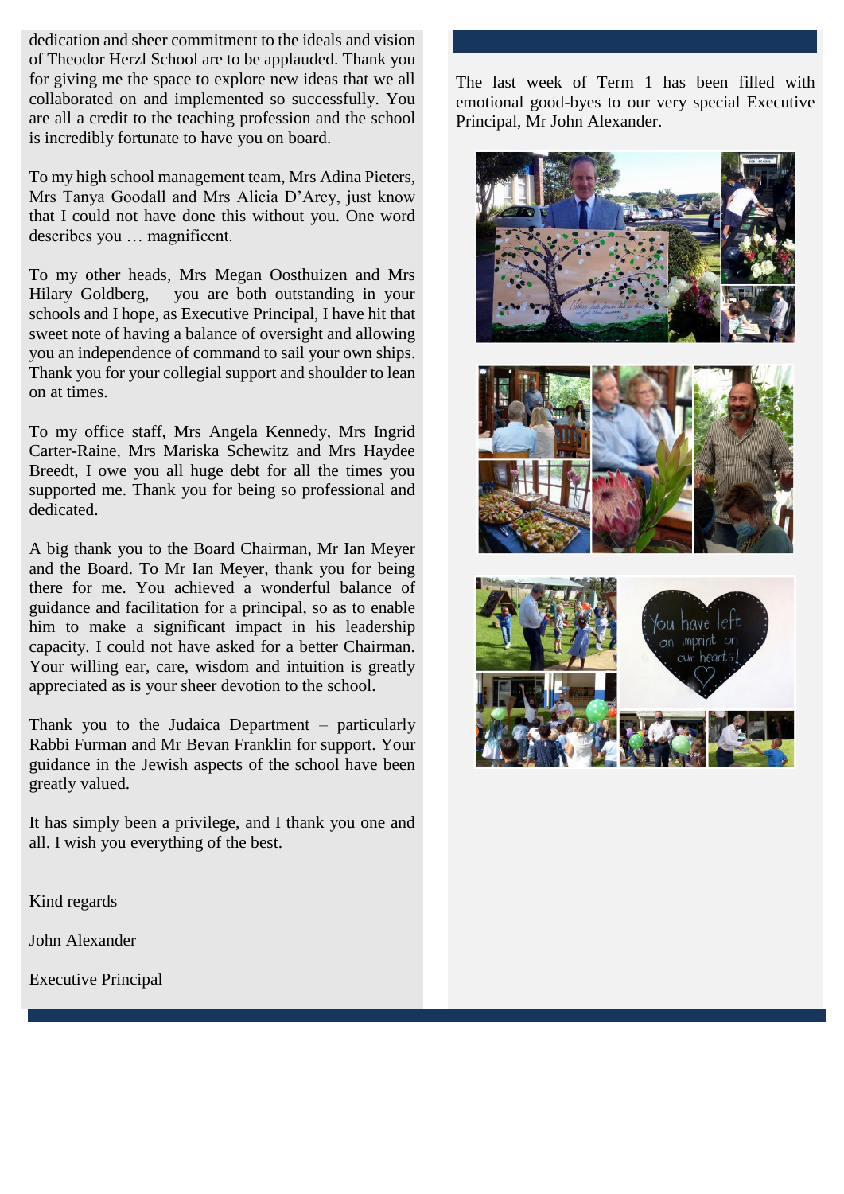dedication and sheer commitment to the ideals and vision of Theodor Herzl School are to be applauded. Thank you for giving me the space to explore new ideas that we all collaborated on and implemented so successfully. You are all a credit to the teaching profession and the school is incredibly fortunate to have you on board.

To my high school management team, Mrs Adina Pieters, Mrs Tanya Goodall and Mrs Alicia D'Arcy, just know that I could not have done this without you. One word describes you … magnificent.

To my other heads, Mrs Megan Oosthuizen and Mrs Hilary Goldberg, you are both outstanding in your schools and I hope, as Executive Principal, I have hit that sweet note of having a balance of oversight and allowing you an independence of command to sail your own ships. Thank you for your collegial support and shoulder to lean on at times.

To my office staff, Mrs Angela Kennedy, Mrs Ingrid Carter-Raine, Mrs Mariska Schewitz and Mrs Haydee Breedt, I owe you all huge debt for all the times you supported me. Thank you for being so professional and dedicated.

A big thank you to the Board Chairman, Mr Ian Meyer and the Board. To Mr Ian Meyer, thank you for being there for me. You achieved a wonderful balance of guidance and facilitation for a principal, so as to enable him to make a significant impact in his leadership capacity. I could not have asked for a better Chairman. Your willing ear, care, wisdom and intuition is greatly appreciated as is your sheer devotion to the school.

Thank you to the Judaica Department – particularly Rabbi Furman and Mr Bevan Franklin for support. Your guidance in the Jewish aspects of the school have been greatly valued.

It has simply been a privilege, and I thank you one and all. I wish you everything of the best.

Kind regards

John Alexander

Executive Principal

The last week of Term 1 has been filled with emotional good-byes to our very special Executive Principal, Mr John Alexander.